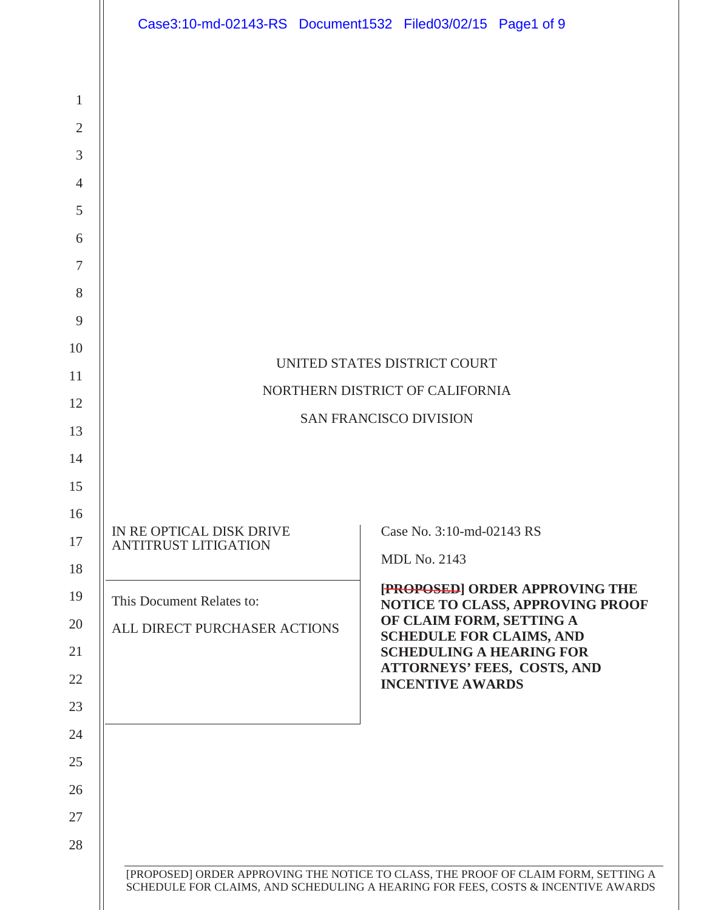UNITED STATES DISTRICT COURT

NORTHERN DISTRICT OF CALIFORNIA

SAN FRANCISCO DIVISION

| | |
|---|---|
| IN RE OPTICAL DISK DRIVE ANTITRUST LITIGATION | Case No. 3:10-md-02143 RS<br><br>MDL No. 2143 |
| This Document Relates to:<br><br>ALL DIRECT PURCHASER ACTIONS | **~~[PROPOSED]~~ ORDER APPROVING THE NOTICE TO CLASS, APPROVING PROOF OF CLAIM FORM, SETTING A SCHEDULE FOR CLAIMS, AND SCHEDULING A HEARING FOR ATTORNEYS' FEES, COSTS, AND INCENTIVE AWARDS** |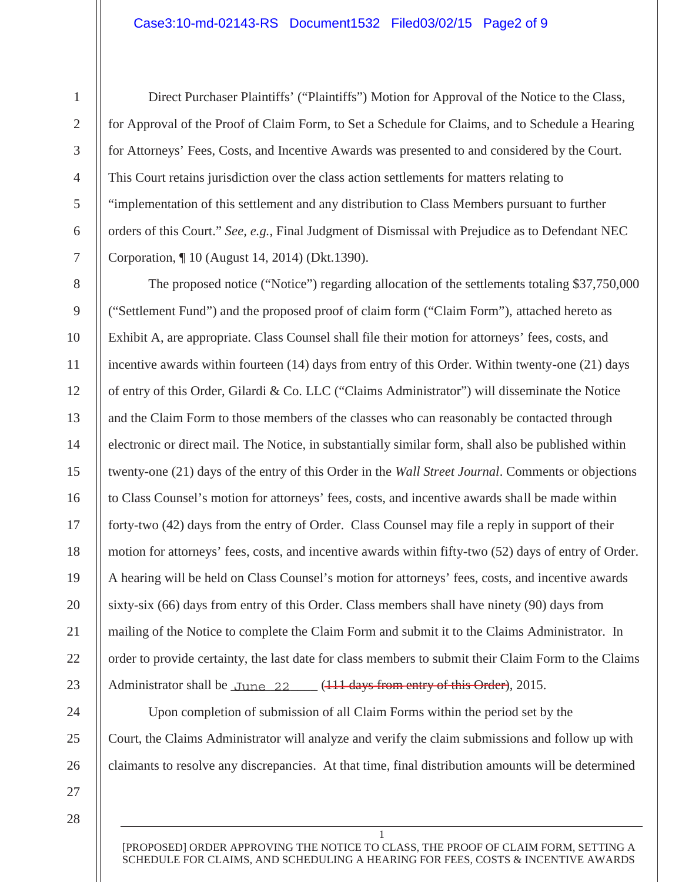Direct Purchaser Plaintiffs' ("Plaintiffs") Motion for Approval of the Notice to the Class, for Approval of the Proof of Claim Form, to Set a Schedule for Claims, and to Schedule a Hearing for Attorneys' Fees, Costs, and Incentive Awards was presented to and considered by the Court. This Court retains jurisdiction over the class action settlements for matters relating to "implementation of this settlement and any distribution to Class Members pursuant to further orders of this Court." *See, e.g.*, Final Judgment of Dismissal with Prejudice as to Defendant NEC Corporation, ¶ 10 (August 14, 2014) (Dkt.1390).

The proposed notice ("Notice") regarding allocation of the settlements totaling $37,750,000 ("Settlement Fund") and the proposed proof of claim form ("Claim Form"), attached hereto as Exhibit A, are appropriate. Class Counsel shall file their motion for attorneys' fees, costs, and incentive awards within fourteen (14) days from entry of this Order. Within twenty-one (21) days of entry of this Order, Gilardi & Co. LLC ("Claims Administrator") will disseminate the Notice and the Claim Form to those members of the classes who can reasonably be contacted through electronic or direct mail. The Notice, in substantially similar form, shall also be published within twenty-one (21) days of the entry of this Order in the *Wall Street Journal*. Comments or objections to Class Counsel's motion for attorneys' fees, costs, and incentive awards shall be made within forty-two (42) days from the entry of Order. Class Counsel may file a reply in support of their motion for attorneys' fees, costs, and incentive awards within fifty-two (52) days of entry of Order. A hearing will be held on Class Counsel's motion for attorneys' fees, costs, and incentive awards sixty-six (66) days from entry of this Order. Class members shall have ninety (90) days from mailing of the Notice to complete the Claim Form and submit it to the Claims Administrator. In order to provide certainty, the last date for class members to submit their Claim Form to the Claims Administrator shall be June 22 (~~111 days from entry of this Order~~), 2015.

Upon completion of submission of all Claim Forms within the period set by the Court, the Claims Administrator will analyze and verify the claim submissions and follow up with claimants to resolve any discrepancies. At that time, final distribution amounts will be determined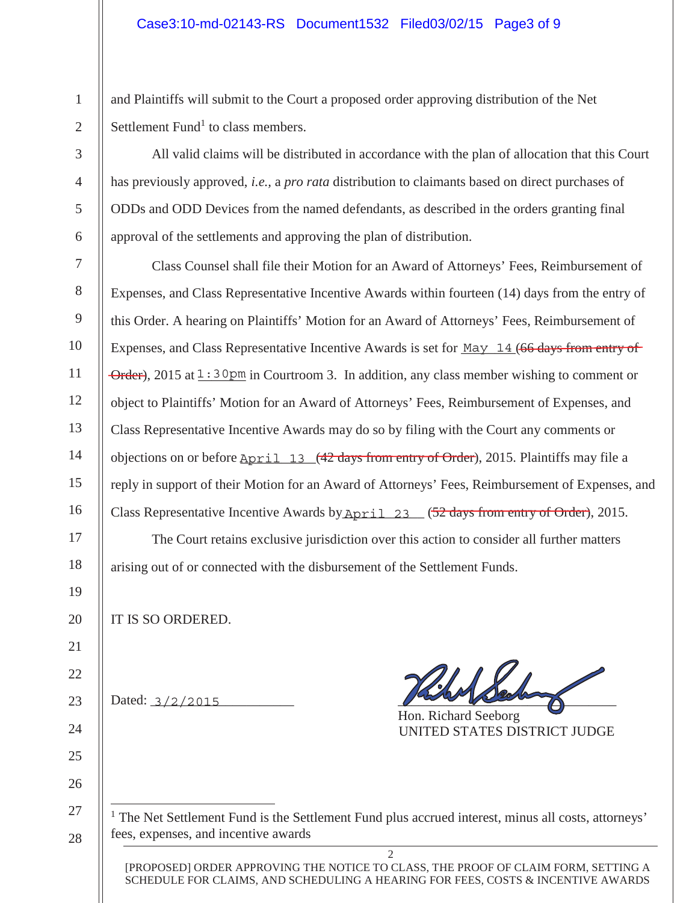and Plaintiffs will submit to the Court a proposed order approving distribution of the Net Settlement Fund[1] to class members.

All valid claims will be distributed in accordance with the plan of allocation that this Court has previously approved, *i.e.*, a *pro rata* distribution to claimants based on direct purchases of ODDs and ODD Devices from the named defendants, as described in the orders granting final approval of the settlements and approving the plan of distribution.

Class Counsel shall file their Motion for an Award of Attorneys' Fees, Reimbursement of Expenses, and Class Representative Incentive Awards within fourteen (14) days from the entry of this Order. A hearing on Plaintiffs' Motion for an Award of Attorneys' Fees, Reimbursement of Expenses, and Class Representative Incentive Awards is set for May 14 (~~66 days from entry of Order~~), 2015 at 1:30pm in Courtroom 3. In addition, any class member wishing to comment or object to Plaintiffs' Motion for an Award of Attorneys' Fees, Reimbursement of Expenses, and Class Representative Incentive Awards may do so by filing with the Court any comments or objections on or before April 13 (~~42 days from entry of Order~~), 2015. Plaintiffs may file a reply in support of their Motion for an Award of Attorneys' Fees, Reimbursement of Expenses, and Class Representative Incentive Awards by April 23 (~~52 days from entry of Order~~), 2015.

The Court retains exclusive jurisdiction over this action to consider all further matters arising out of or connected with the disbursement of the Settlement Funds.

IT IS SO ORDERED.

Dated: 3/2/2015

Hon. Richard Seeborg
UNITED STATES DISTRICT JUDGE

---

[1] The Net Settlement Fund is the Settlement Fund plus accrued interest, minus all costs, attorneys' fees, expenses, and incentive awards

[PROPOSED] ORDER APPROVING THE NOTICE TO CLASS, THE PROOF OF CLAIM FORM, SETTING A SCHEDULE FOR CLAIMS, AND SCHEDULING A HEARING FOR FEES, COSTS & INCENTIVE AWARDS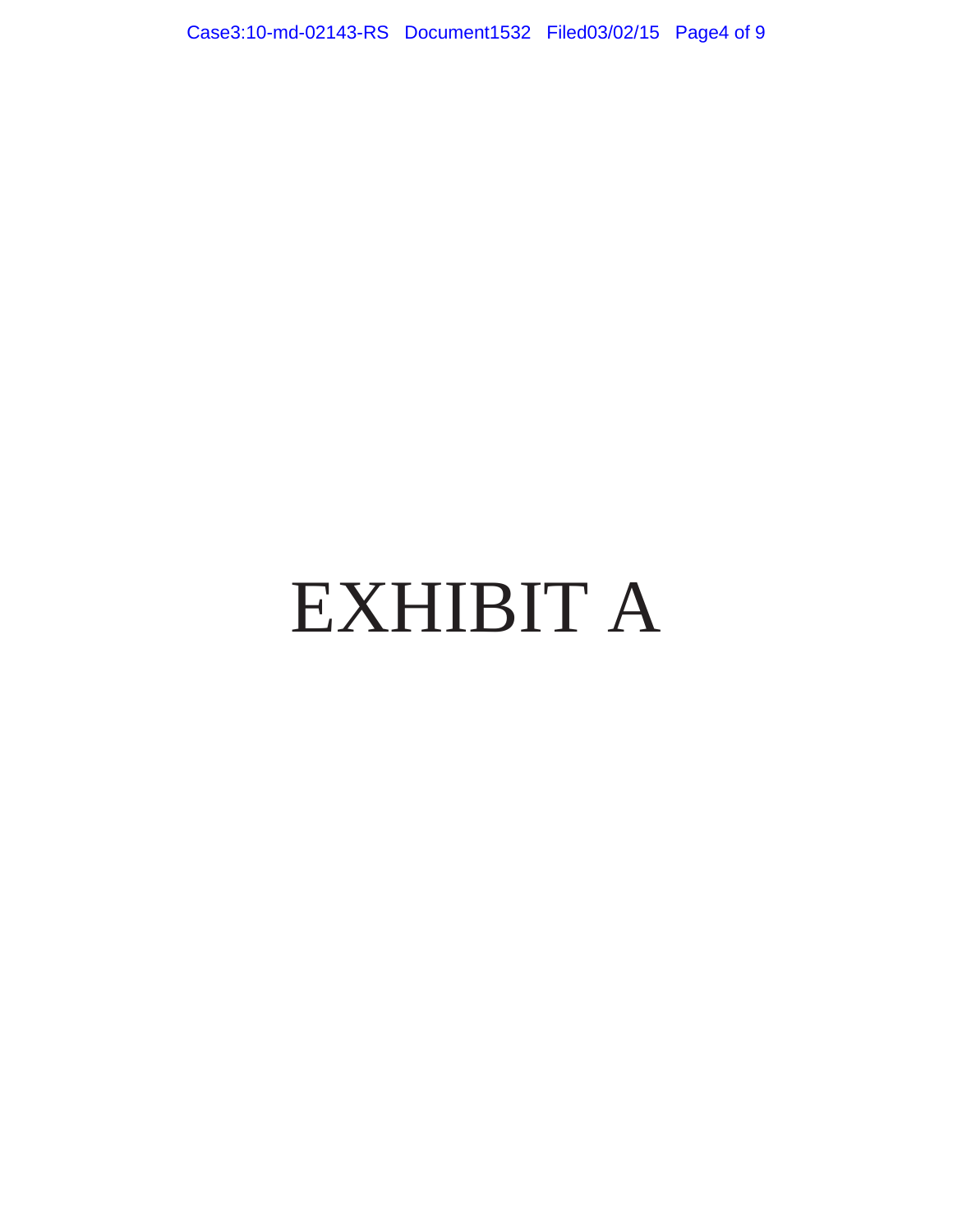# EXHIBIT A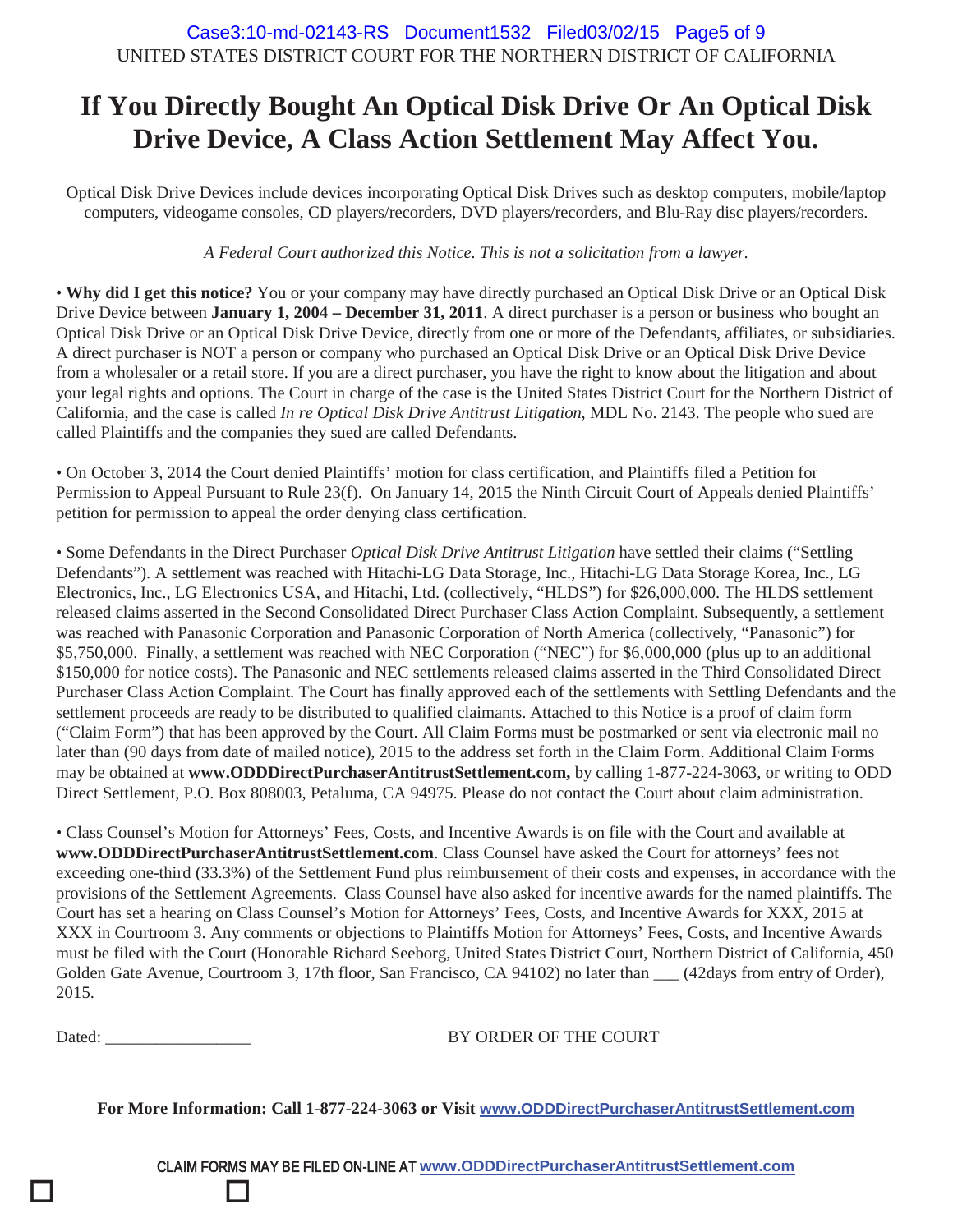UNITED STATES DISTRICT COURT FOR THE NORTHERN DISTRICT OF CALIFORNIA

# If You Directly Bought An Optical Disk Drive Or An Optical Disk Drive Device, A Class Action Settlement May Affect You.

Optical Disk Drive Devices include devices incorporating Optical Disk Drives such as desktop computers, mobile/laptop computers, videogame consoles, CD players/recorders, DVD players/recorders, and Blu-Ray disc players/recorders.

*A Federal Court authorized this Notice. This is not a solicitation from a lawyer.*

• **Why did I get this notice?** You or your company may have directly purchased an Optical Disk Drive or an Optical Disk Drive Device between **January 1, 2004 – December 31, 2011**. A direct purchaser is a person or business who bought an Optical Disk Drive or an Optical Disk Drive Device, directly from one or more of the Defendants, affiliates, or subsidiaries. A direct purchaser is NOT a person or company who purchased an Optical Disk Drive or an Optical Disk Drive Device from a wholesaler or a retail store. If you are a direct purchaser, you have the right to know about the litigation and about your legal rights and options. The Court in charge of the case is the United States District Court for the Northern District of California, and the case is called *In re Optical Disk Drive Antitrust Litigation*, MDL No. 2143. The people who sued are called Plaintiffs and the companies they sued are called Defendants.

• On October 3, 2014 the Court denied Plaintiffs' motion for class certification, and Plaintiffs filed a Petition for Permission to Appeal Pursuant to Rule 23(f). On January 14, 2015 the Ninth Circuit Court of Appeals denied Plaintiffs' petition for permission to appeal the order denying class certification.

• Some Defendants in the Direct Purchaser *Optical Disk Drive Antitrust Litigation* have settled their claims ("Settling Defendants"). A settlement was reached with Hitachi-LG Data Storage, Inc., Hitachi-LG Data Storage Korea, Inc., LG Electronics, Inc., LG Electronics USA, and Hitachi, Ltd. (collectively, "HLDS") for $26,000,000. The HLDS settlement released claims asserted in the Second Consolidated Direct Purchaser Class Action Complaint. Subsequently, a settlement was reached with Panasonic Corporation and Panasonic Corporation of North America (collectively, "Panasonic") for $5,750,000. Finally, a settlement was reached with NEC Corporation ("NEC") for $6,000,000 (plus up to an additional $150,000 for notice costs). The Panasonic and NEC settlements released claims asserted in the Third Consolidated Direct Purchaser Class Action Complaint. The Court has finally approved each of the settlements with Settling Defendants and the settlement proceeds are ready to be distributed to qualified claimants. Attached to this Notice is a proof of claim form ("Claim Form") that has been approved by the Court. All Claim Forms must be postmarked or sent via electronic mail no later than (90 days from date of mailed notice), 2015 to the address set forth in the Claim Form. Additional Claim Forms may be obtained at **www.ODDDirectPurchaserAntitrustSettlement.com,** by calling 1-877-224-3063, or writing to ODD Direct Settlement, P.O. Box 808003, Petaluma, CA 94975. Please do not contact the Court about claim administration.

• Class Counsel's Motion for Attorneys' Fees, Costs, and Incentive Awards is on file with the Court and available at **www.ODDDirectPurchaserAntitrustSettlement.com**. Class Counsel have asked the Court for attorneys' fees not exceeding one-third (33.3%) of the Settlement Fund plus reimbursement of their costs and expenses, in accordance with the provisions of the Settlement Agreements. Class Counsel have also asked for incentive awards for the named plaintiffs. The Court has set a hearing on Class Counsel's Motion for Attorneys' Fees, Costs, and Incentive Awards for XXX, 2015 at XXX in Courtroom 3. Any comments or objections to Plaintiffs Motion for Attorneys' Fees, Costs, and Incentive Awards must be filed with the Court (Honorable Richard Seeborg, United States District Court, Northern District of California, 450 Golden Gate Avenue, Courtroom 3, 17th floor, San Francisco, CA 94102) no later than ___ (42days from entry of Order), 2015.

Dated: _________________ BY ORDER OF THE COURT

**For More Information: Call 1-877-224-3063 or Visit www.ODDDirectPurchaserAntitrustSettlement.com**

CLAIM FORMS MAY BE FILED ON-LINE AT **www.ODDDirectPurchaserAntitrustSettlement.com**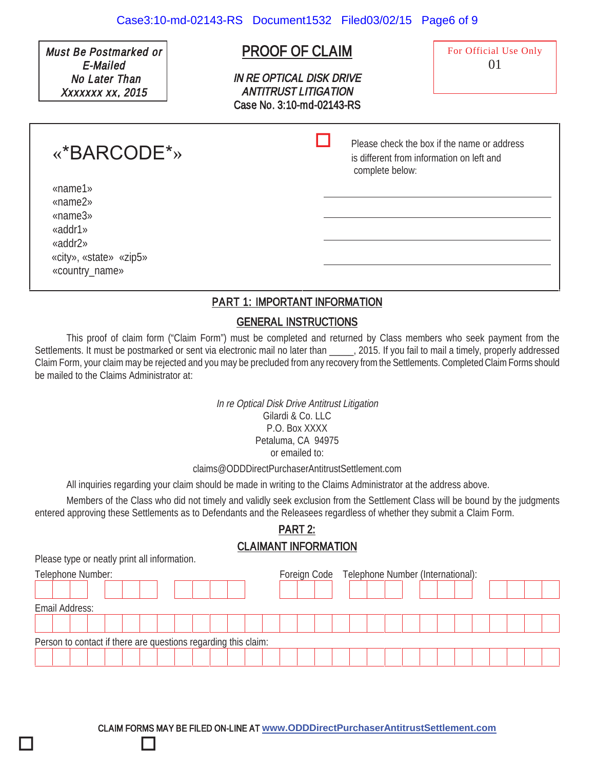*Must Be Postmarked or E-Mailed No Later Than Xxxxxxx xx, 2015*

# PROOF OF CLAIM

*IN RE OPTICAL DISK DRIVE ANTITRUST LITIGATION*

Case No. 3:10-md-02143-RS

For Official Use Only
01

«*BARCODE*»

«name1»
«name2»
«name3»
«addr1»
«addr2»
«city», «state» «zip5»
«country_name»

☐ Please check the box if the name or address is different from information on left and complete below:

\_\_\_\_\_\_\_\_\_\_\_\_\_\_\_\_\_\_\_\_\_\_\_\_\_\_\_\_\_\_\_\_\_\_\_\_\_\_\_\_

\_\_\_\_\_\_\_\_\_\_\_\_\_\_\_\_\_\_\_\_\_\_\_\_\_\_\_\_\_\_\_\_\_\_\_\_\_\_\_\_

\_\_\_\_\_\_\_\_\_\_\_\_\_\_\_\_\_\_\_\_\_\_\_\_\_\_\_\_\_\_\_\_\_\_\_\_\_\_\_\_

\_\_\_\_\_\_\_\_\_\_\_\_\_\_\_\_\_\_\_\_\_\_\_\_\_\_\_\_\_\_\_\_\_\_\_\_\_\_\_\_

## PART 1: IMPORTANT INFORMATION

### GENERAL INSTRUCTIONS

This proof of claim form ("Claim Form") must be completed and returned by Class members who seek payment from the Settlements. It must be postmarked or sent via electronic mail no later than \_\_\_\_\_, 2015. If you fail to mail a timely, properly addressed Claim Form, your claim may be rejected and you may be precluded from any recovery from the Settlements. Completed Claim Forms should be mailed to the Claims Administrator at:

*In re Optical Disk Drive Antitrust Litigation*
Gilardi & Co. LLC
P.O. Box XXXX
Petaluma, CA 94975
or emailed to:

claims@ODDDirectPurchaserAntitrustSettlement.com

All inquiries regarding your claim should be made in writing to the Claims Administrator at the address above.

Members of the Class who did not timely and validly seek exclusion from the Settlement Class will be bound by the judgments entered approving these Settlements as to Defendants and the Releasees regardless of whether they submit a Claim Form.

## PART 2:

### CLAIMANT INFORMATION

Please type or neatly print all information.

Telephone Number: ☐☐☐ ☐☐☐ ☐☐☐☐

Foreign Code ☐☐☐ Telephone Number (International): ☐☐☐ ☐☐☐ ☐☐☐☐

Email Address: ☐☐☐☐☐☐☐☐☐☐☐☐☐☐☐☐☐☐☐☐☐☐☐☐☐☐☐☐☐☐

Person to contact if there are questions regarding this claim: ☐☐☐☐☐☐☐☐☐☐☐☐☐☐☐☐☐☐☐☐☐☐☐☐☐☐☐☐☐☐

CLAIM FORMS MAY BE FILED ON-LINE AT www.ODDDirectPurchaserAntitrustSettlement.com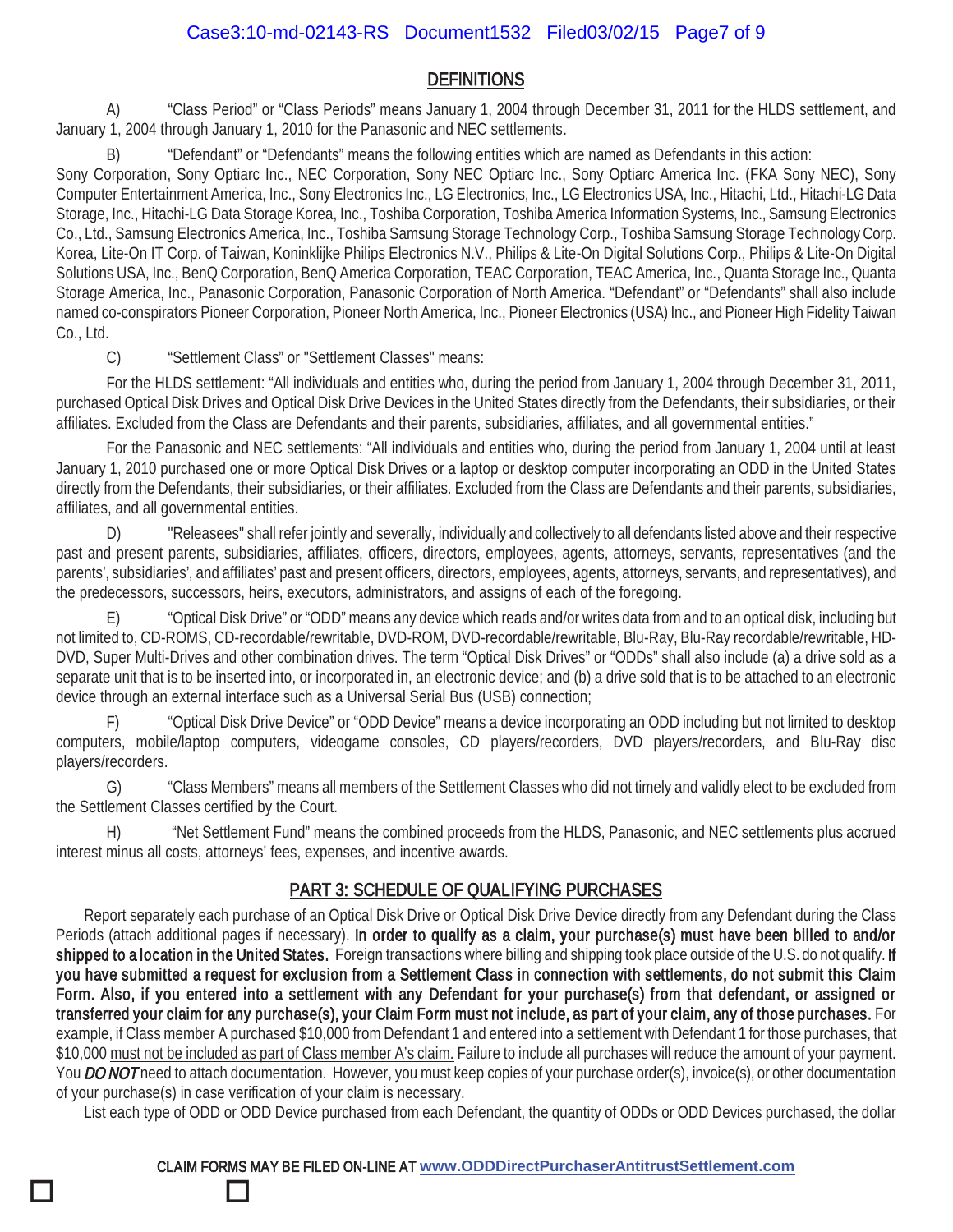## DEFINITIONS

A) "Class Period" or "Class Periods" means January 1, 2004 through December 31, 2011 for the HLDS settlement, and January 1, 2004 through January 1, 2010 for the Panasonic and NEC settlements.

B) "Defendant" or "Defendants" means the following entities which are named as Defendants in this action: Sony Corporation, Sony Optiarc Inc., NEC Corporation, Sony NEC Optiarc Inc., Sony Optiarc America Inc. (FKA Sony NEC), Sony Computer Entertainment America, Inc., Sony Electronics Inc., LG Electronics, Inc., LG Electronics USA, Inc., Hitachi, Ltd., Hitachi-LG Data Storage, Inc., Hitachi-LG Data Storage Korea, Inc., Toshiba Corporation, Toshiba America Information Systems, Inc., Samsung Electronics Co., Ltd., Samsung Electronics America, Inc., Toshiba Samsung Storage Technology Corp., Toshiba Samsung Storage Technology Corp. Korea, Lite-On IT Corp. of Taiwan, Koninklijke Philips Electronics N.V., Philips & Lite-On Digital Solutions Corp., Philips & Lite-On Digital Solutions USA, Inc., BenQ Corporation, BenQ America Corporation, TEAC Corporation, TEAC America, Inc., Quanta Storage Inc., Quanta Storage America, Inc., Panasonic Corporation, Panasonic Corporation of North America. "Defendant" or "Defendants" shall also include named co-conspirators Pioneer Corporation, Pioneer North America, Inc., Pioneer Electronics (USA) Inc., and Pioneer High Fidelity Taiwan Co., Ltd.

C) "Settlement Class" or "Settlement Classes" means:

For the HLDS settlement: "All individuals and entities who, during the period from January 1, 2004 through December 31, 2011, purchased Optical Disk Drives and Optical Disk Drive Devices in the United States directly from the Defendants, their subsidiaries, or their affiliates. Excluded from the Class are Defendants and their parents, subsidiaries, affiliates, and all governmental entities."

For the Panasonic and NEC settlements: "All individuals and entities who, during the period from January 1, 2004 until at least January 1, 2010 purchased one or more Optical Disk Drives or a laptop or desktop computer incorporating an ODD in the United States directly from the Defendants, their subsidiaries, or their affiliates. Excluded from the Class are Defendants and their parents, subsidiaries, affiliates, and all governmental entities.

D) "Releasees" shall refer jointly and severally, individually and collectively to all defendants listed above and their respective past and present parents, subsidiaries, affiliates, officers, directors, employees, agents, attorneys, servants, representatives (and the parents', subsidiaries', and affiliates' past and present officers, directors, employees, agents, attorneys, servants, and representatives), and the predecessors, successors, heirs, executors, administrators, and assigns of each of the foregoing.

E) "Optical Disk Drive" or "ODD" means any device which reads and/or writes data from and to an optical disk, including but not limited to, CD-ROMS, CD-recordable/rewritable, DVD-ROM, DVD-recordable/rewritable, Blu-Ray, Blu-Ray recordable/rewritable, HD-DVD, Super Multi-Drives and other combination drives. The term "Optical Disk Drives" or "ODDs" shall also include (a) a drive sold as a separate unit that is to be inserted into, or incorporated in, an electronic device; and (b) a drive sold that is to be attached to an electronic device through an external interface such as a Universal Serial Bus (USB) connection;

F) "Optical Disk Drive Device" or "ODD Device" means a device incorporating an ODD including but not limited to desktop computers, mobile/laptop computers, videogame consoles, CD players/recorders, DVD players/recorders, and Blu-Ray disc players/recorders.

G) "Class Members" means all members of the Settlement Classes who did not timely and validly elect to be excluded from the Settlement Classes certified by the Court.

H) "Net Settlement Fund" means the combined proceeds from the HLDS, Panasonic, and NEC settlements plus accrued interest minus all costs, attorneys' fees, expenses, and incentive awards.

## PART 3: SCHEDULE OF QUALIFYING PURCHASES

Report separately each purchase of an Optical Disk Drive or Optical Disk Drive Device directly from any Defendant during the Class Periods (attach additional pages if necessary). **In order to qualify as a claim, your purchase(s) must have been billed to and/or shipped to a location in the United States.** Foreign transactions where billing and shipping took place outside of the U.S. do not qualify. **If you have submitted a request for exclusion from a Settlement Class in connection with settlements, do not submit this Claim Form. Also, if you entered into a settlement with any Defendant for your purchase(s) from that defendant, or assigned or transferred your claim for any purchase(s), your Claim Form must not include, as part of your claim, any of those purchases.** For example, if Class member A purchased $10,000 from Defendant 1 and entered into a settlement with Defendant 1 for those purchases, that $10,000 must not be included as part of Class member A's claim. Failure to include all purchases will reduce the amount of your payment. You ***DO NOT*** need to attach documentation. However, you must keep copies of your purchase order(s), invoice(s), or other documentation of your purchase(s) in case verification of your claim is necessary.

List each type of ODD or ODD Device purchased from each Defendant, the quantity of ODDs or ODD Devices purchased, the dollar

**CLAIM FORMS MAY BE FILED ON-LINE AT www.ODDDirectPurchaserAntitrustSettlement.com**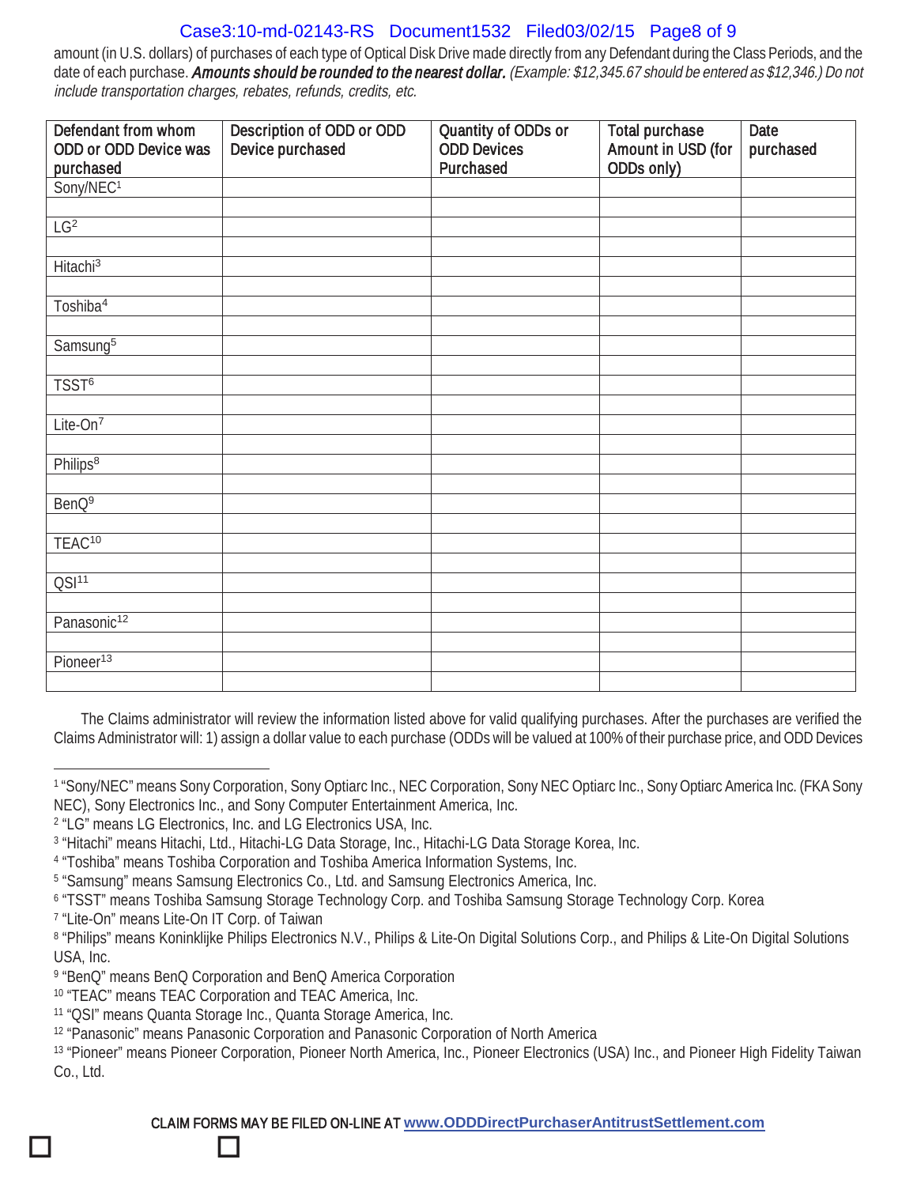amount (in U.S. dollars) of purchases of each type of Optical Disk Drive made directly from any Defendant during the Class Periods, and the date of each purchase. ***Amounts should be rounded to the nearest dollar.*** *(Example: $12,345.67 should be entered as $12,346.) Do not include transportation charges, rebates, refunds, credits, etc.*

| Defendant from whom ODD or ODD Device was purchased | Description of ODD or ODD Device purchased | Quantity of ODDs or ODD Devices Purchased | Total purchase Amount in USD (for ODDs only) | Date purchased |
|---|---|---|---|---|
| Sony/NEC[1] | | | | |
| | | | | |
| LG[2] | | | | |
| | | | | |
| Hitachi[3] | | | | |
| | | | | |
| Toshiba[4] | | | | |
| | | | | |
| Samsung[5] | | | | |
| | | | | |
| TSST[6] | | | | |
| | | | | |
| Lite-On[7] | | | | |
| | | | | |
| Philips[8] | | | | |
| | | | | |
| BenQ[9] | | | | |
| | | | | |
| TEAC[10] | | | | |
| | | | | |
| QSI[11] | | | | |
| | | | | |
| Panasonic[12] | | | | |
| | | | | |
| Pioneer[13] | | | | |
| | | | | |

The Claims administrator will review the information listed above for valid qualifying purchases. After the purchases are verified the Claims Administrator will: 1) assign a dollar value to each purchase (ODDs will be valued at 100% of their purchase price, and ODD Devices

---

[1] "Sony/NEC" means Sony Corporation, Sony Optiarc Inc., NEC Corporation, Sony NEC Optiarc Inc., Sony Optiarc America Inc. (FKA Sony NEC), Sony Electronics Inc., and Sony Computer Entertainment America, Inc.

[2] "LG" means LG Electronics, Inc. and LG Electronics USA, Inc.

[3] "Hitachi" means Hitachi, Ltd., Hitachi-LG Data Storage, Inc., Hitachi-LG Data Storage Korea, Inc.

[4] "Toshiba" means Toshiba Corporation and Toshiba America Information Systems, Inc.

[5] "Samsung" means Samsung Electronics Co., Ltd. and Samsung Electronics America, Inc.

[6] "TSST" means Toshiba Samsung Storage Technology Corp. and Toshiba Samsung Storage Technology Corp. Korea

[7] "Lite-On" means Lite-On IT Corp. of Taiwan

[8] "Philips" means Koninklijke Philips Electronics N.V., Philips & Lite-On Digital Solutions Corp., and Philips & Lite-On Digital Solutions USA, Inc.

[9] "BenQ" means BenQ Corporation and BenQ America Corporation

[10] "TEAC" means TEAC Corporation and TEAC America, Inc.

[11] "QSI" means Quanta Storage Inc., Quanta Storage America, Inc.

[12] "Panasonic" means Panasonic Corporation and Panasonic Corporation of North America

[13] "Pioneer" means Pioneer Corporation, Pioneer North America, Inc., Pioneer Electronics (USA) Inc., and Pioneer High Fidelity Taiwan Co., Ltd.

CLAIM FORMS MAY BE FILED ON-LINE AT www.ODDDirectPurchaserAntitrustSettlement.com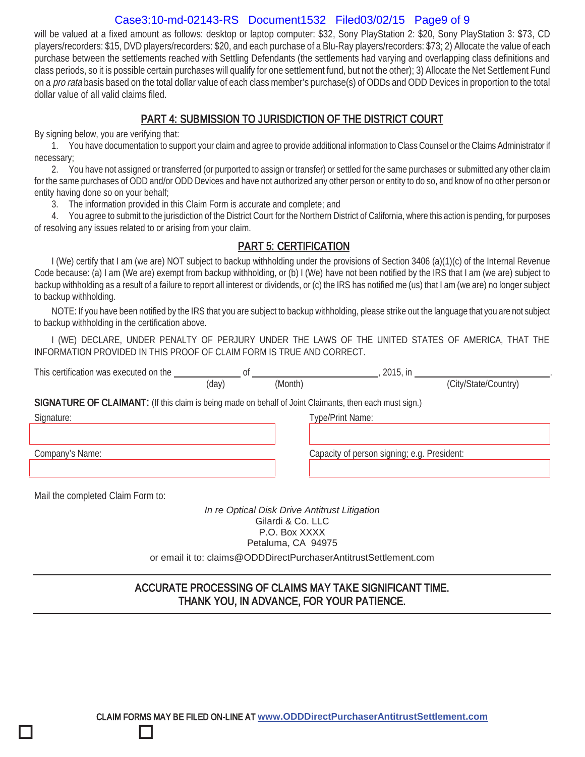will be valued at a fixed amount as follows: desktop or laptop computer: $32, Sony PlayStation 2: $20, Sony PlayStation 3: $73, CD players/recorders: $15, DVD players/recorders: $20, and each purchase of a Blu-Ray players/recorders: $73; 2) Allocate the value of each purchase between the settlements reached with Settling Defendants (the settlements had varying and overlapping class definitions and class periods, so it is possible certain purchases will qualify for one settlement fund, but not the other); 3) Allocate the Net Settlement Fund on a *pro rata* basis based on the total dollar value of each class member's purchase(s) of ODDs and ODD Devices in proportion to the total dollar value of all valid claims filed.

## PART 4: SUBMISSION TO JURISDICTION OF THE DISTRICT COURT

By signing below, you are verifying that:

1. You have documentation to support your claim and agree to provide additional information to Class Counsel or the Claims Administrator if necessary;
2. You have not assigned or transferred (or purported to assign or transfer) or settled for the same purchases or submitted any other claim for the same purchases of ODD and/or ODD Devices and have not authorized any other person or entity to do so, and know of no other person or entity having done so on your behalf;
3. The information provided in this Claim Form is accurate and complete; and
4. You agree to submit to the jurisdiction of the District Court for the Northern District of California, where this action is pending, for purposes of resolving any issues related to or arising from your claim.

## PART 5: CERTIFICATION

I (We) certify that I am (we are) NOT subject to backup withholding under the provisions of Section 3406 (a)(1)(c) of the Internal Revenue Code because: (a) I am (We are) exempt from backup withholding, or (b) I (We) have not been notified by the IRS that I am (we are) subject to backup withholding as a result of a failure to report all interest or dividends, or (c) the IRS has notified me (us) that I am (we are) no longer subject to backup withholding.

NOTE: If you have been notified by the IRS that you are subject to backup withholding, please strike out the language that you are not subject to backup withholding in the certification above.

I (WE) DECLARE, UNDER PENALTY OF PERJURY UNDER THE LAWS OF THE UNITED STATES OF AMERICA, THAT THE INFORMATION PROVIDED IN THIS PROOF OF CLAIM FORM IS TRUE AND CORRECT.

This certification was executed on the ____________ of ______________________, 2015, in ______________________.
(day) (Month) (City/State/Country)

**SIGNATURE OF CLAIMANT:** (If this claim is being made on behalf of Joint Claimants, then each must sign.)

Signature: ______________________ Type/Print Name: ______________________

Company's Name: ______________________ Capacity of person signing; e.g. President: ______________________

Mail the completed Claim Form to:

*In re Optical Disk Drive Antitrust Litigation*
Gilardi & Co. LLC
P.O. Box XXXX
Petaluma, CA 94975

or email it to: claims@ODDDirectPurchaserAntitrustSettlement.com

---

**ACCURATE PROCESSING OF CLAIMS MAY TAKE SIGNIFICANT TIME.**
**THANK YOU, IN ADVANCE, FOR YOUR PATIENCE.**

---

**CLAIM FORMS MAY BE FILED ON-LINE AT www.ODDDirectPurchaserAntitrustSettlement.com**